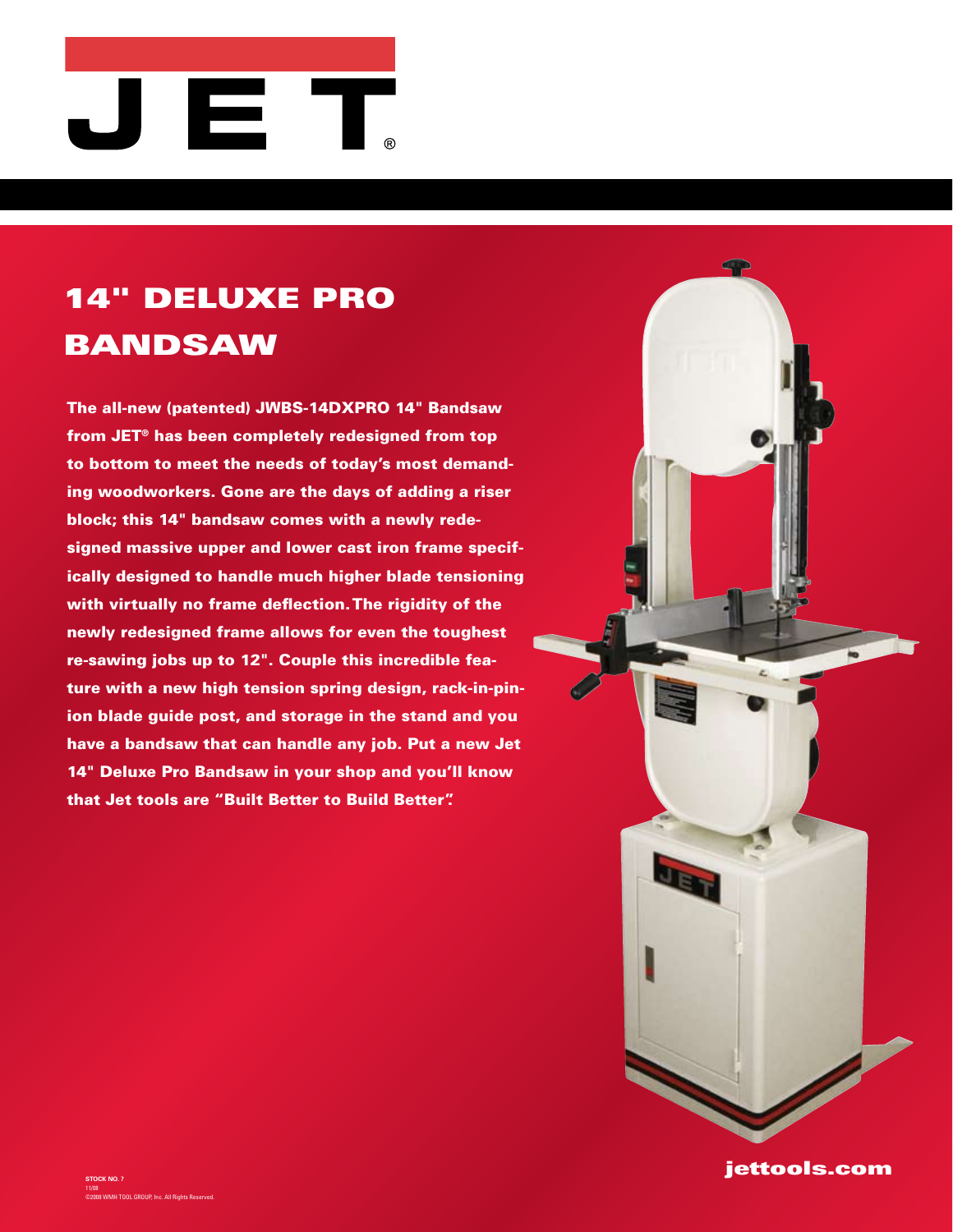JET®

# 14" DELUXE PRO BANDSAW

**The all-new (patented) JWBS-14DXPRO 14" Bandsaw from JET® has been completely redesigned from top to bottom to meet the needs of today's most demanding woodworkers. Gone are the days of adding a riser block; this 14" bandsaw comes with a newly redesigned massive upper and lower cast iron frame specifically designed to handle much higher blade tensioning with virtually no frame deflection. The rigidity of the newly redesigned frame allows for even the toughest re-sawing jobs up to 12". Couple this incredible feature with a new high tension spring design, rack-in-pinion blade guide post, and storage in the stand and you have a bandsaw that can handle any job. Put a new Jet 14" Deluxe Pro Bandsaw in your shop and you'll know that Jet tools are "Built Better to Build Better".**

jettools.com

STOCK NO. ?
11/08
©2008 WMH TOOL GROUP, Inc. All Rights Reserved.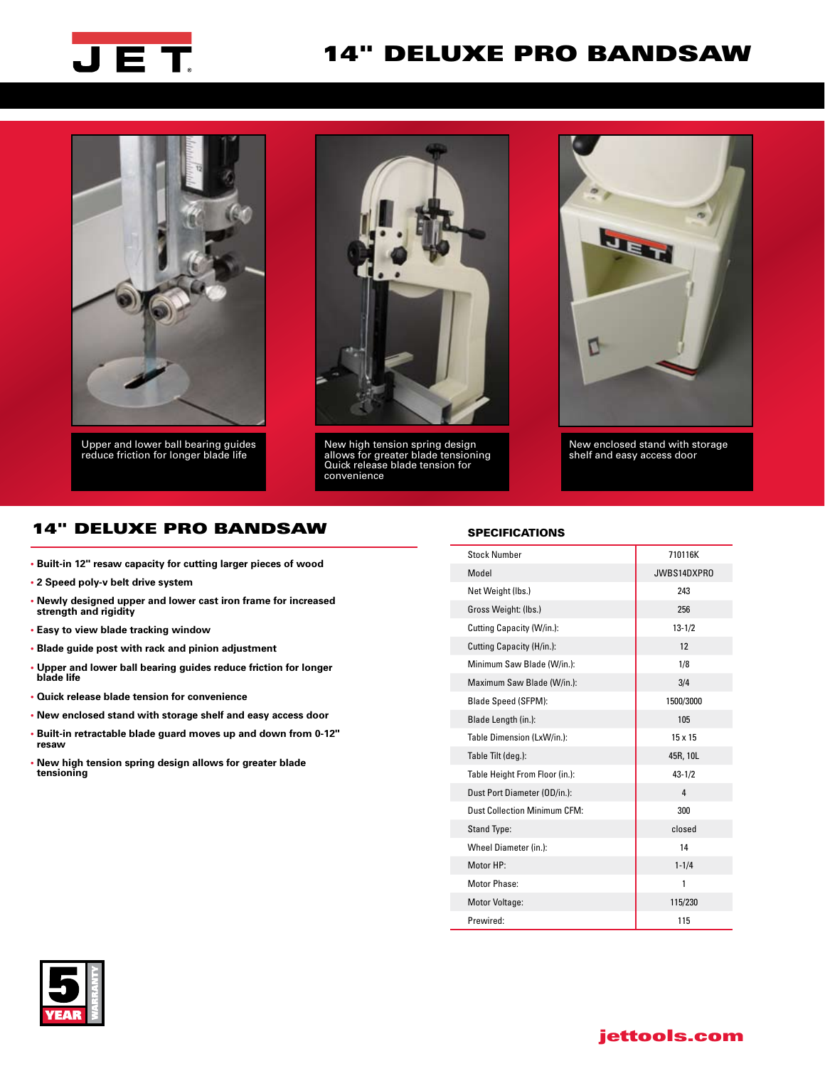# 14" DELUXE PRO BANDSAW

Upper and lower ball bearing guides reduce friction for longer blade life

New high tension spring design allows for greater blade tensioning Quick release blade tension for convenience

New enclosed stand with storage shelf and easy access door

## 14" DELUXE PRO BANDSAW

- **Built-in 12" resaw capacity for cutting larger pieces of wood**
- **2 Speed poly-v belt drive system**
- **Newly designed upper and lower cast iron frame for increased strength and rigidity**
- **Easy to view blade tracking window**
- **Blade guide post with rack and pinion adjustment**
- **Upper and lower ball bearing guides reduce friction for longer blade life**
- **Quick release blade tension for convenience**
- **New enclosed stand with storage shelf and easy access door**
- **Built-in retractable blade guard moves up and down from 0-12" resaw**
- **New high tension spring design allows for greater blade tensioning**

### SPECIFICATIONS

| | |
|---|---|
| Stock Number | 710116K |
| Model | JWBS14DXPRO |
| Net Weight (lbs.) | 243 |
| Gross Weight: (lbs.) | 256 |
| Cutting Capacity (W/in.): | 13-1/2 |
| Cutting Capacity (H/in.): | 12 |
| Minimum Saw Blade (W/in.): | 1/8 |
| Maximum Saw Blade (W/in.): | 3/4 |
| Blade Speed (SFPM): | 1500/3000 |
| Blade Length (in.): | 105 |
| Table Dimension (LxW/in.): | 15 x 15 |
| Table Tilt (deg.): | 45R, 10L |
| Table Height From Floor (in.): | 43-1/2 |
| Dust Port Diameter (OD/in.): | 4 |
| Dust Collection Minimum CFM: | 300 |
| Stand Type: | closed |
| Wheel Diameter (in.): | 14 |
| Motor HP: | 1-1/4 |
| Motor Phase: | 1 |
| Motor Voltage: | 115/230 |
| Prewired: | 115 |

5 YEAR WARRANTY

jettools.com